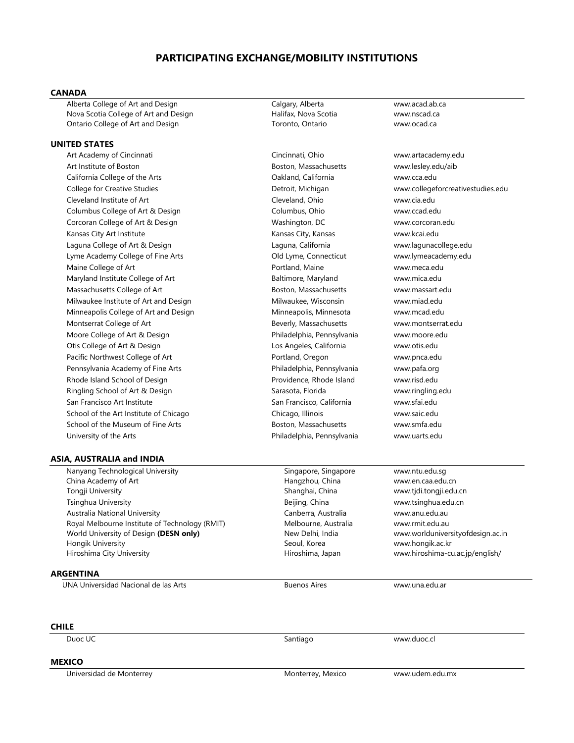# PARTICIPATING EXCHANGE/MOBILITY INSTITUTIONS

## CANADA

| | | |
|---|---|---|
| Alberta College of Art and Design | Calgary, Alberta | www.acad.ab.ca |
| Nova Scotia College of Art and Design | Halifax, Nova Scotia | www.nscad.ca |
| Ontario College of Art and Design | Toronto, Ontario | www.ocad.ca |

## UNITED STATES

| | | |
|---|---|---|
| Art Academy of Cincinnati | Cincinnati, Ohio | www.artacademy.edu |
| Art Institute of Boston | Boston, Massachusetts | www.lesley.edu/aib |
| California College of the Arts | Oakland, California | www.cca.edu |
| College for Creative Studies | Detroit, Michigan | www.collegeforcreativestudies.edu |
| Cleveland Institute of Art | Cleveland, Ohio | www.cia.edu |
| Columbus College of Art & Design | Columbus, Ohio | www.ccad.edu |
| Corcoran College of Art & Design | Washington, DC | www.corcoran.edu |
| Kansas City Art Institute | Kansas City, Kansas | www.kcai.edu |
| Laguna College of Art & Design | Laguna, California | www.lagunacollege.edu |
| Lyme Academy College of Fine Arts | Old Lyme, Connecticut | www.lymeacademy.edu |
| Maine College of Art | Portland, Maine | www.meca.edu |
| Maryland Institute College of Art | Baltimore, Maryland | www.mica.edu |
| Massachusetts College of Art | Boston, Massachusetts | www.massart.edu |
| Milwaukee Institute of Art and Design | Milwaukee, Wisconsin | www.miad.edu |
| Minneapolis College of Art and Design | Minneapolis, Minnesota | www.mcad.edu |
| Montserrat College of Art | Beverly, Massachusetts | www.montserrat.edu |
| Moore College of Art & Design | Philadelphia, Pennsylvania | www.moore.edu |
| Otis College of Art & Design | Los Angeles, California | www.otis.edu |
| Pacific Northwest College of Art | Portland, Oregon | www.pnca.edu |
| Pennsylvania Academy of Fine Arts | Philadelphia, Pennsylvania | www.pafa.org |
| Rhode Island School of Design | Providence, Rhode Island | www.risd.edu |
| Ringling School of Art & Design | Sarasota, Florida | www.ringling.edu |
| San Francisco Art Institute | San Francisco, California | www.sfai.edu |
| School of the Art Institute of Chicago | Chicago, Illinois | www.saic.edu |
| School of the Museum of Fine Arts | Boston, Massachusetts | www.smfa.edu |
| University of the Arts | Philadelphia, Pennsylvania | www.uarts.edu |

## ASIA, AUSTRALIA and INDIA

| | | |
|---|---|---|
| Nanyang Technological University | Singapore, Singapore | www.ntu.edu.sg |
| China Academy of Art | Hangzhou, China | www.en.caa.edu.cn |
| Tongji University | Shanghai, China | www.tjdi.tongji.edu.cn |
| Tsinghua University | Beijing, China | www.tsinghua.edu.cn |
| Australia National University | Canberra, Australia | www.anu.edu.au |
| Royal Melbourne Institute of Technology (RMIT) | Melbourne, Australia | www.rmit.edu.au |
| World University of Design **(DESN only)** | New Delhi, India | www.worlduniversityofdesign.ac.in |
| Hongik University | Seoul, Korea | www.hongik.ac.kr |
| Hiroshima City University | Hiroshima, Japan | www.hiroshima-cu.ac.jp/english/ |

## ARGENTINA

| | | |
|---|---|---|
| UNA Universidad Nacional de las Arts | Buenos Aires | www.una.edu.ar |

## CHILE

| | | |
|---|---|---|
| Duoc UC | Santiago | www.duoc.cl |

## MEXICO

| | | |
|---|---|---|
| Universidad de Monterrey | Monterrey, Mexico | www.udem.edu.mx |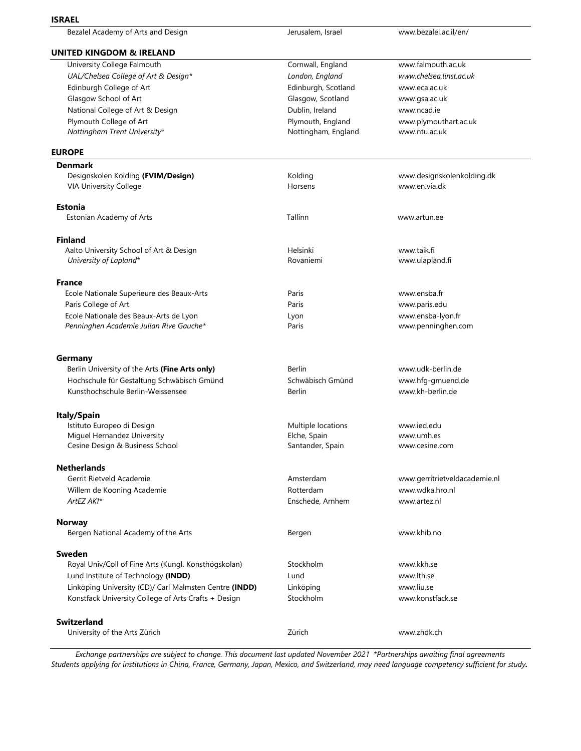## ISRAEL

| | | |
|---|---|---|
| Bezalel Academy of Arts and Design | Jerusalem, Israel | www.bezalel.ac.il/en/ |

## UNITED KINGDOM & IRELAND

| | | |
|---|---|---|
| University College Falmouth | Cornwall, England | www.falmouth.ac.uk |
| *UAL/Chelsea College of Art & Design** | *London, England* | *www.chelsea.linst.ac.uk* |
| Edinburgh College of Art | Edinburgh, Scotland | www.eca.ac.uk |
| Glasgow School of Art | Glasgow, Scotland | www.gsa.ac.uk |
| National College of Art & Design | Dublin, Ireland | www.ncad.ie |
| Plymouth College of Art | Plymouth, England | www.plymouthart.ac.uk |
| *Nottingham Trent University** | Nottingham, England | www.ntu.ac.uk |

## EUROPE

### Denmark

| | | |
|---|---|---|
| Designskolen Kolding **(FVIM/Design)** | Kolding | www.designskolenkolding.dk |
| VIA University College | Horsens | www.en.via.dk |

### Estonia

| | | |
|---|---|---|
| Estonian Academy of Arts | Tallinn | www.artun.ee |

### Finland

| | | |
|---|---|---|
| Aalto University School of Art & Design | Helsinki | www.taik.fi |
| *University of Lapland** | Rovaniemi | www.ulapland.fi |

### France

| | | |
|---|---|---|
| Ecole Nationale Superieure des Beaux-Arts | Paris | www.ensba.fr |
| Paris College of Art | Paris | www.paris.edu |
| Ecole Nationale des Beaux-Arts de Lyon | Lyon | www.ensba-lyon.fr |
| *Penninghen Academie Julian Rive Gauche** | Paris | www.penninghen.com |

### Germany

| | | |
|---|---|---|
| Berlin University of the Arts **(Fine Arts only)** | Berlin | www.udk-berlin.de |
| Hochschule für Gestaltung Schwäbisch Gmünd | Schwäbisch Gmünd | www.hfg-gmuend.de |
| Kunsthochschule Berlin-Weissensee | Berlin | www.kh-berlin.de |

### Italy/Spain

| | | |
|---|---|---|
| Istituto Europeo di Design | Multiple locations | www.ied.edu |
| Miguel Hernandez University | Elche, Spain | www.umh.es |
| Cesine Design & Business School | Santander, Spain | www.cesine.com |

### Netherlands

| | | |
|---|---|---|
| Gerrit Rietveld Academie | Amsterdam | www.gerritrietveldacademie.nl |
| Willem de Kooning Academie | Rotterdam | www.wdka.hro.nl |
| *ArtEZ AKI** | Enschede, Arnhem | www.artez.nl |

### Norway

| | | |
|---|---|---|
| Bergen National Academy of the Arts | Bergen | www.khib.no |

### Sweden

| | | |
|---|---|---|
| Royal Univ/Coll of Fine Arts (Kungl. Konsthögskolan) | Stockholm | www.kkh.se |
| Lund Institute of Technology **(INDD)** | Lund | www.lth.se |
| Linköping University (CD)/ Carl Malmsten Centre **(INDD)** | Linköping | www.liu.se |
| Konstfack University College of Arts Crafts + Design | Stockholm | www.konstfack.se |

### Switzerland

| | | |
|---|---|---|
| University of the Arts Zürich | Zürich | www.zhdk.ch |

*Exchange partnerships are subject to change. This document last updated November 2021 *Partnerships awaiting final agreements*
*Students applying for institutions in China, France, Germany, Japan, Mexico, and Switzerland, may need language competency sufficient for study.*